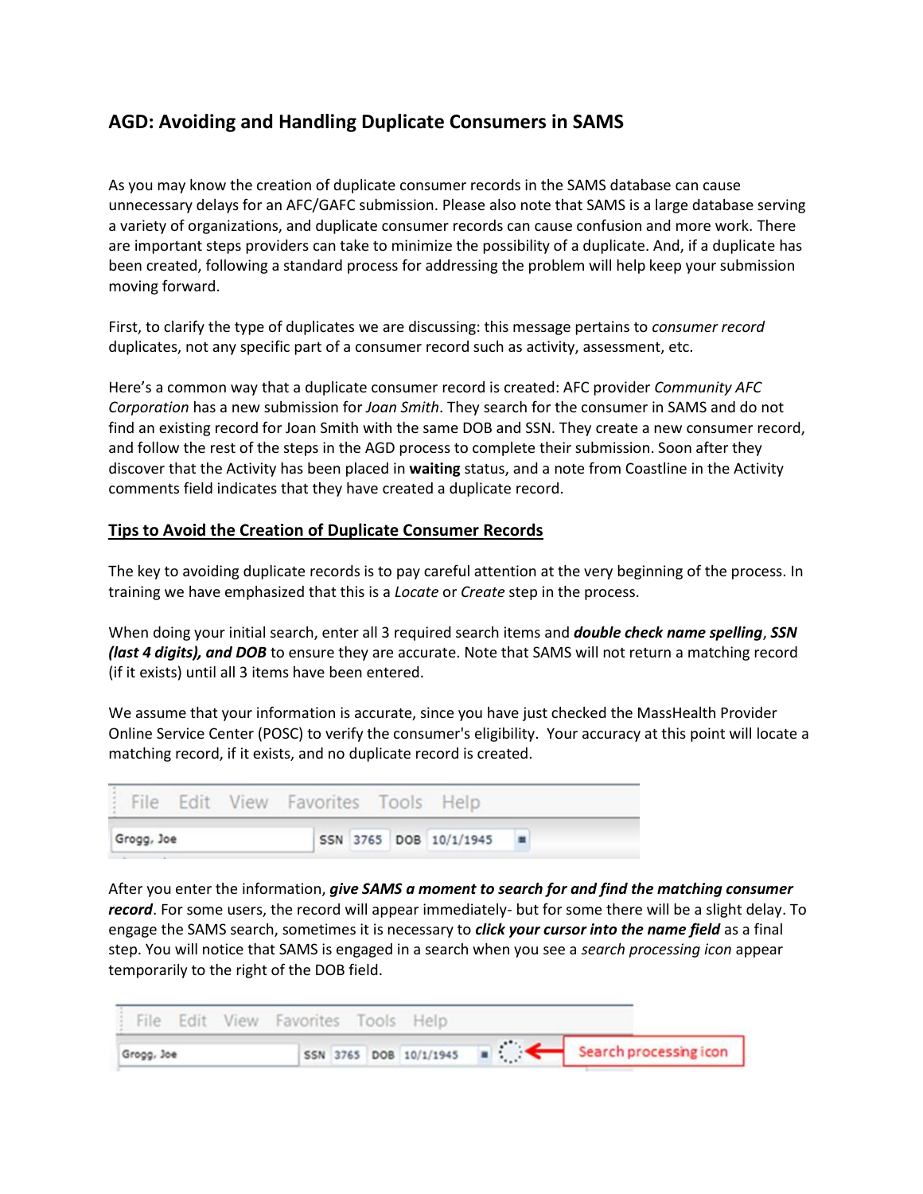## AGD: Avoiding and Handling Duplicate Consumers in SAMS

As you may know the creation of duplicate consumer records in the SAMS database can cause unnecessary delays for an AFC/GAFC submission. Please also note that SAMS is a large database serving a variety of organizations, and duplicate consumer records can cause confusion and more work. There are important steps providers can take to minimize the possibility of a duplicate. And, if a duplicate has been created, following a standard process for addressing the problem will help keep your submission moving forward.

First, to clarify the type of duplicates we are discussing: this message pertains to *consumer record* duplicates, not any specific part of a consumer record such as activity, assessment, etc.

Here's a common way that a duplicate consumer record is created: AFC provider *Community AFC Corporation* has a new submission for *Joan Smith*. They search for the consumer in SAMS and do not find an existing record for Joan Smith with the same DOB and SSN. They create a new consumer record, and follow the rest of the steps in the AGD process to complete their submission. Soon after they discover that the Activity has been placed in **waiting** status, and a note from Coastline in the Activity comments field indicates that they have created a duplicate record.

### Tips to Avoid the Creation of Duplicate Consumer Records

The key to avoiding duplicate records is to pay careful attention at the very beginning of the process. In training we have emphasized that this is a *Locate* or *Create* step in the process.

When doing your initial search, enter all 3 required search items and ***double check name spelling***, ***SSN (last 4 digits), and DOB*** to ensure they are accurate. Note that SAMS will not return a matching record (if it exists) until all 3 items have been entered.

We assume that your information is accurate, since you have just checked the MassHealth Provider Online Service Center (POSC) to verify the consumer's eligibility. Your accuracy at this point will locate a matching record, if it exists, and no duplicate record is created.

File Edit View Favorites Tools Help

Grogg, Joe SSN 3765 DOB 10/1/1945

After you enter the information, ***give SAMS a moment to search for and find the matching consumer record***. For some users, the record will appear immediately- but for some there will be a slight delay. To engage the SAMS search, sometimes it is necessary to ***click your cursor into the name field*** as a final step. You will notice that SAMS is engaged in a search when you see a *search processing icon* appear temporarily to the right of the DOB field.

File Edit View Favorites Tools Help

Grogg, Joe SSN 3765 DOB 10/1/1945 ← Search processing icon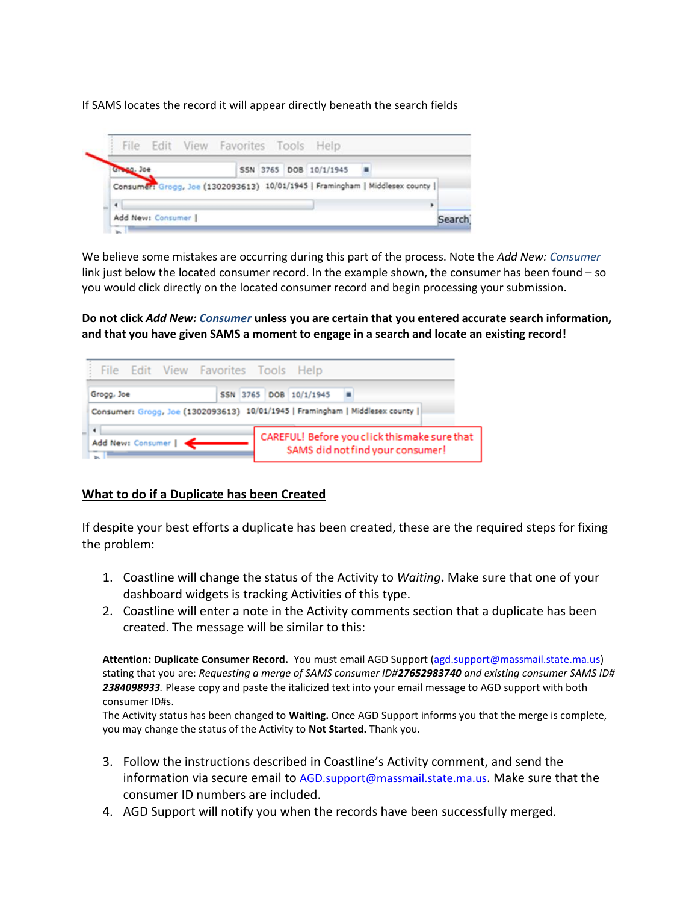If SAMS locates the record it will appear directly beneath the search fields

We believe some mistakes are occurring during this part of the process. Note the *Add New: Consumer* link just below the located consumer record. In the example shown, the consumer has been found – so you would click directly on the located consumer record and begin processing your submission.

**Do not click *Add New: Consumer* unless you are certain that you entered accurate search information, and that you have given SAMS a moment to engage in a search and locate an existing record!**

## What to do if a Duplicate has been Created

If despite your best efforts a duplicate has been created, these are the required steps for fixing the problem:

1. Coastline will change the status of the Activity to *Waiting***.** Make sure that one of your dashboard widgets is tracking Activities of this type.
2. Coastline will enter a note in the Activity comments section that a duplicate has been created. The message will be similar to this:

> **Attention: Duplicate Consumer Record.** You must email AGD Support (agd.support@massmail.state.ma.us) stating that you are: *Requesting a merge of SAMS consumer ID#**27652983740** and existing consumer SAMS ID# **2384098933**.* Please copy and paste the italicized text into your email message to AGD support with both consumer ID#s.
> The Activity status has been changed to **Waiting.** Once AGD Support informs you that the merge is complete, you may change the status of the Activity to **Not Started.** Thank you.

3. Follow the instructions described in Coastline's Activity comment, and send the information via secure email to AGD.support@massmail.state.ma.us. Make sure that the consumer ID numbers are included.
4. AGD Support will notify you when the records have been successfully merged.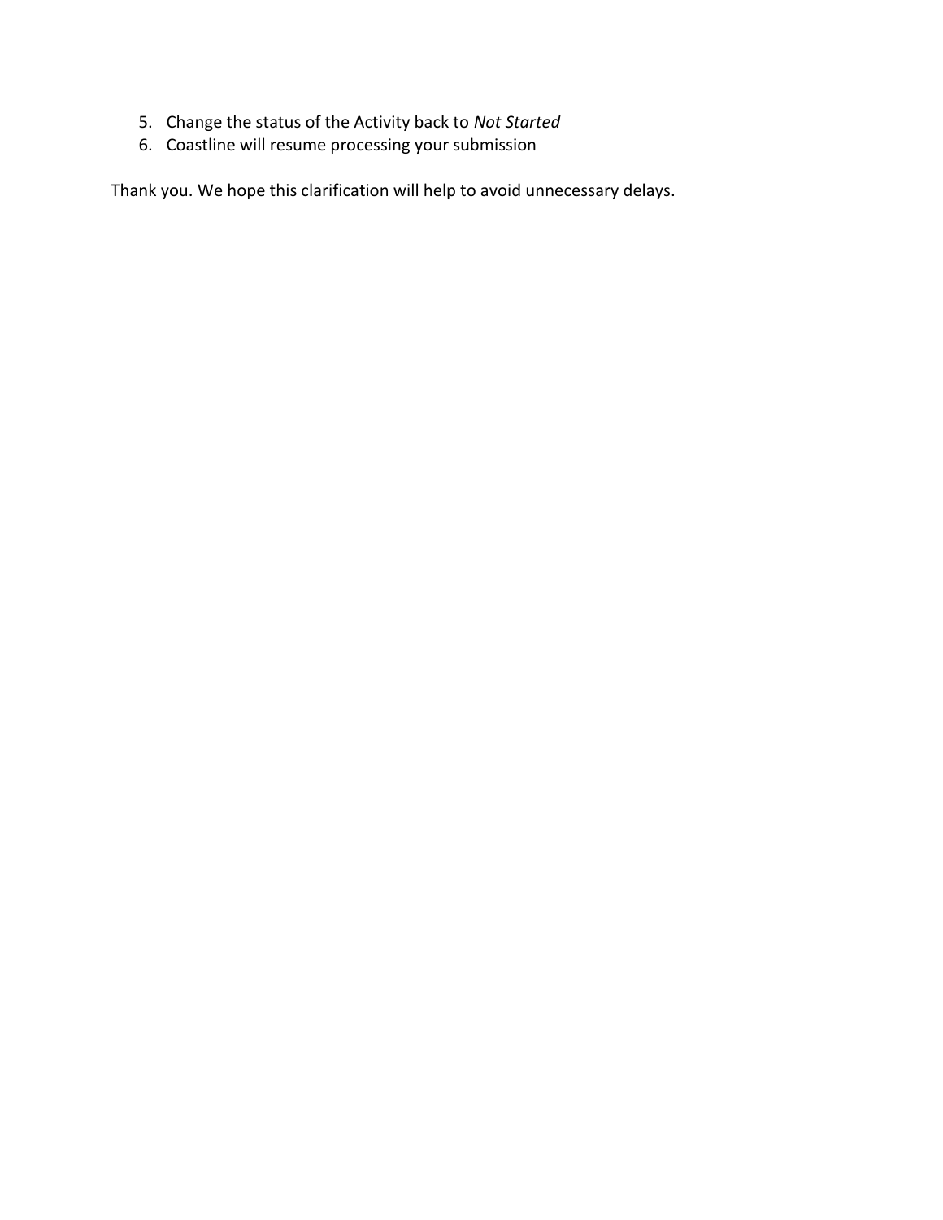5. Change the status of the Activity back to *Not Started*
6. Coastline will resume processing your submission

Thank you. We hope this clarification will help to avoid unnecessary delays.